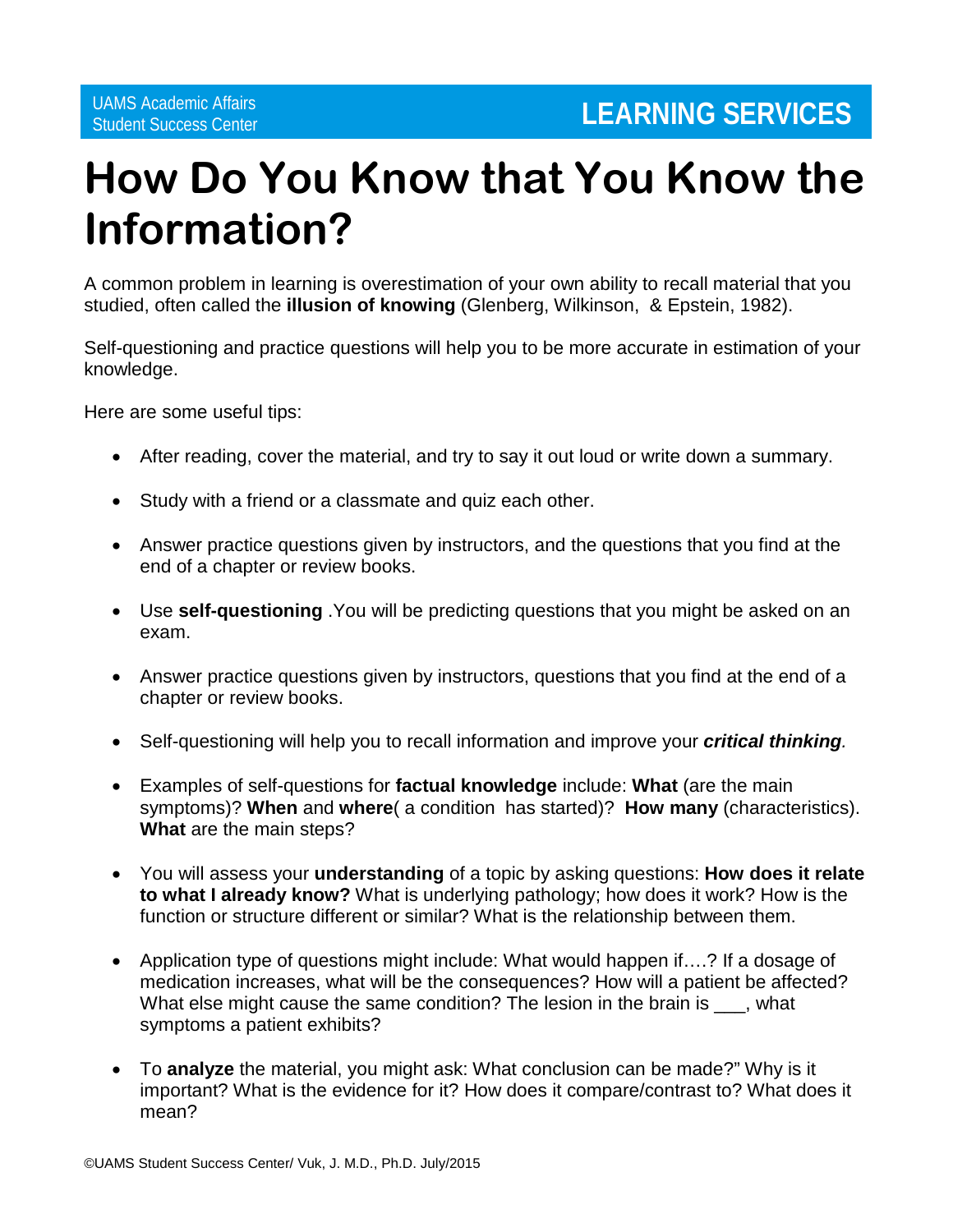UAMS Academic Affairs
Student Success Center

**LEARNING SERVICES**

# How Do You Know that You Know the Information?

A common problem in learning is overestimation of your own ability to recall material that you studied, often called the **illusion of knowing** (Glenberg, Wilkinson, & Epstein, 1982).

Self-questioning and practice questions will help you to be more accurate in estimation of your knowledge.

Here are some useful tips:

- After reading, cover the material, and try to say it out loud or write down a summary.
- Study with a friend or a classmate and quiz each other.
- Answer practice questions given by instructors, and the questions that you find at the end of a chapter or review books.
- Use **self-questioning** .You will be predicting questions that you might be asked on an exam.
- Answer practice questions given by instructors, questions that you find at the end of a chapter or review books.
- Self-questioning will help you to recall information and improve your ***critical thinking***.
- Examples of self-questions for **factual knowledge** include: **What** (are the main symptoms)? **When** and **where**( a condition has started)? **How many** (characteristics). **What** are the main steps?
- You will assess your **understanding** of a topic by asking questions: **How does it relate to what I already know?** What is underlying pathology; how does it work? How is the function or structure different or similar? What is the relationship between them.
- Application type of questions might include: What would happen if….? If a dosage of medication increases, what will be the consequences? How will a patient be affected? What else might cause the same condition? The lesion in the brain is ___, what symptoms a patient exhibits?
- To **analyze** the material, you might ask: What conclusion can be made?" Why is it important? What is the evidence for it? How does it compare/contrast to? What does it mean?

©UAMS Student Success Center/ Vuk, J. M.D., Ph.D. July/2015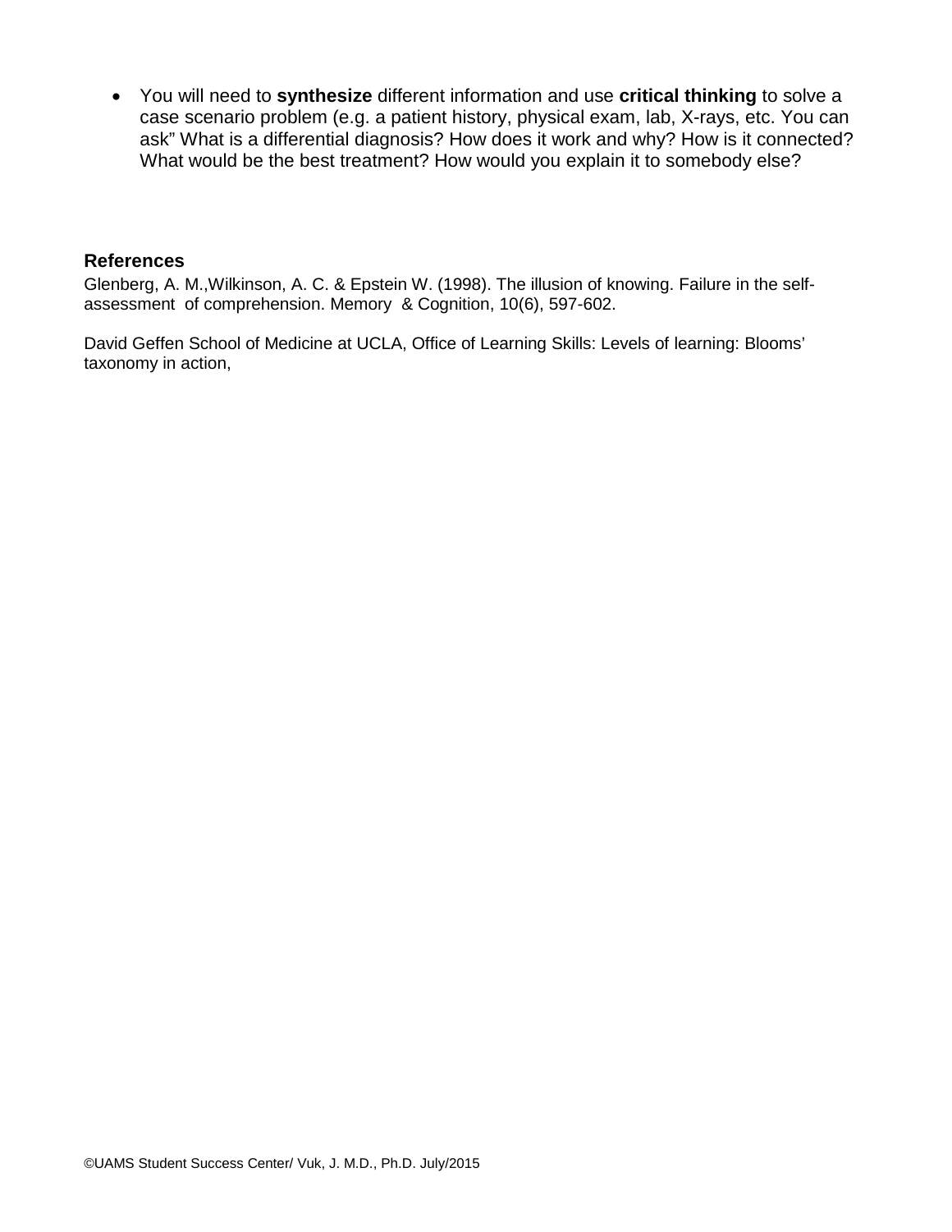- You will need to **synthesize** different information and use **critical thinking** to solve a case scenario problem (e.g. a patient history, physical exam, lab, X-rays, etc. You can ask" What is a differential diagnosis? How does it work and why? How is it connected? What would be the best treatment? How would you explain it to somebody else?

## References

Glenberg, A. M.,Wilkinson, A. C. & Epstein W. (1998). The illusion of knowing. Failure in the self-assessment of comprehension. Memory & Cognition, 10(6), 597-602.

David Geffen School of Medicine at UCLA, Office of Learning Skills: Levels of learning: Blooms' taxonomy in action,

©UAMS Student Success Center/ Vuk, J. M.D., Ph.D. July/2015